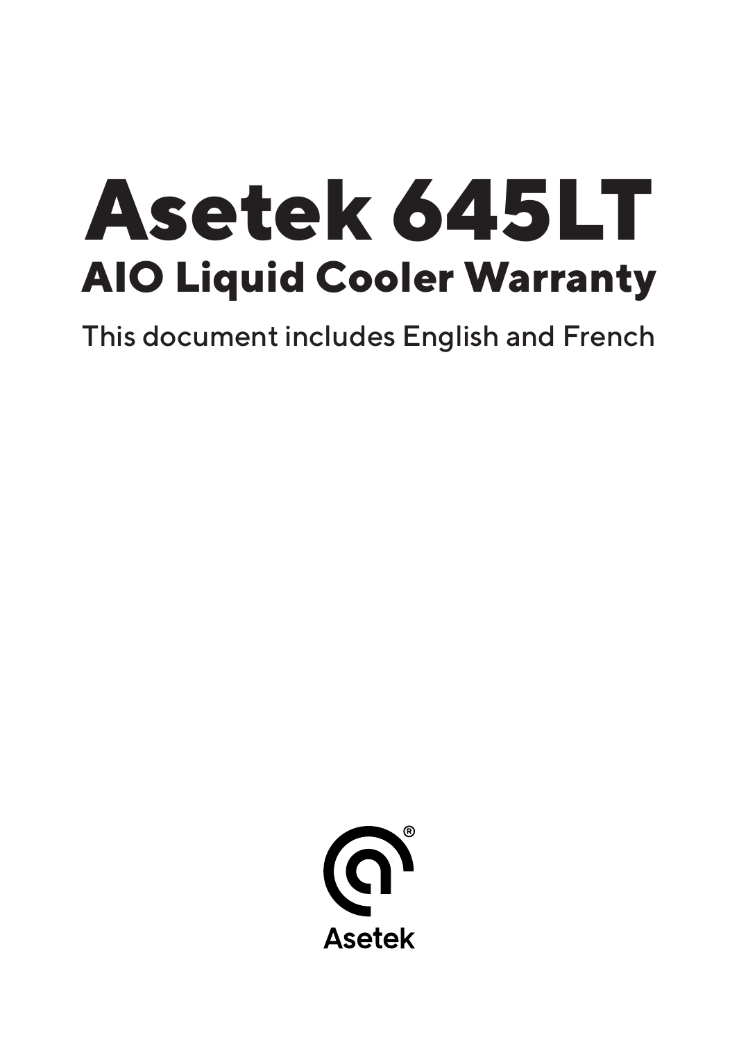# Asetek 645LT

## AIO Liquid Cooler Warranty

This document includes English and French

Asetek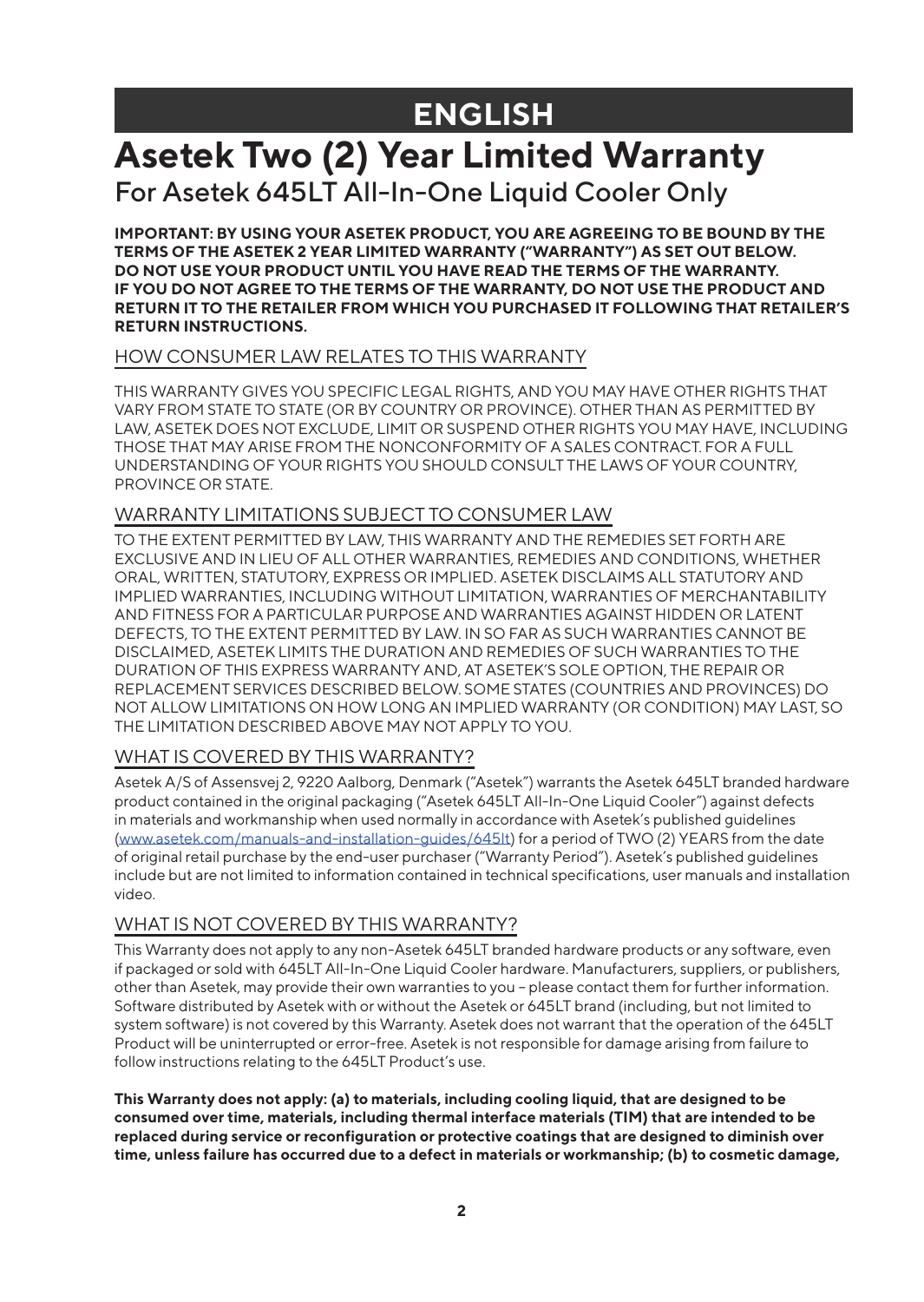# ENGLISH

# Asetek Two (2) Year Limited Warranty

For Asetek 645LT All-In-One Liquid Cooler Only

**IMPORTANT: BY USING YOUR ASETEK PRODUCT, YOU ARE AGREEING TO BE BOUND BY THE TERMS OF THE ASETEK 2 YEAR LIMITED WARRANTY ("WARRANTY") AS SET OUT BELOW. DO NOT USE YOUR PRODUCT UNTIL YOU HAVE READ THE TERMS OF THE WARRANTY. IF YOU DO NOT AGREE TO THE TERMS OF THE WARRANTY, DO NOT USE THE PRODUCT AND RETURN IT TO THE RETAILER FROM WHICH YOU PURCHASED IT FOLLOWING THAT RETAILER'S RETURN INSTRUCTIONS.**

## HOW CONSUMER LAW RELATES TO THIS WARRANTY

THIS WARRANTY GIVES YOU SPECIFIC LEGAL RIGHTS, AND YOU MAY HAVE OTHER RIGHTS THAT VARY FROM STATE TO STATE (OR BY COUNTRY OR PROVINCE). OTHER THAN AS PERMITTED BY LAW, ASETEK DOES NOT EXCLUDE, LIMIT OR SUSPEND OTHER RIGHTS YOU MAY HAVE, INCLUDING THOSE THAT MAY ARISE FROM THE NONCONFORMITY OF A SALES CONTRACT. FOR A FULL UNDERSTANDING OF YOUR RIGHTS YOU SHOULD CONSULT THE LAWS OF YOUR COUNTRY, PROVINCE OR STATE.

## WARRANTY LIMITATIONS SUBJECT TO CONSUMER LAW

TO THE EXTENT PERMITTED BY LAW, THIS WARRANTY AND THE REMEDIES SET FORTH ARE EXCLUSIVE AND IN LIEU OF ALL OTHER WARRANTIES, REMEDIES AND CONDITIONS, WHETHER ORAL, WRITTEN, STATUTORY, EXPRESS OR IMPLIED. ASETEK DISCLAIMS ALL STATUTORY AND IMPLIED WARRANTIES, INCLUDING WITHOUT LIMITATION, WARRANTIES OF MERCHANTABILITY AND FITNESS FOR A PARTICULAR PURPOSE AND WARRANTIES AGAINST HIDDEN OR LATENT DEFECTS, TO THE EXTENT PERMITTED BY LAW. IN SO FAR AS SUCH WARRANTIES CANNOT BE DISCLAIMED, ASETEK LIMITS THE DURATION AND REMEDIES OF SUCH WARRANTIES TO THE DURATION OF THIS EXPRESS WARRANTY AND, AT ASETEK'S SOLE OPTION, THE REPAIR OR REPLACEMENT SERVICES DESCRIBED BELOW. SOME STATES (COUNTRIES AND PROVINCES) DO NOT ALLOW LIMITATIONS ON HOW LONG AN IMPLIED WARRANTY (OR CONDITION) MAY LAST, SO THE LIMITATION DESCRIBED ABOVE MAY NOT APPLY TO YOU.

## WHAT IS COVERED BY THIS WARRANTY?

Asetek A/S of Assensvej 2, 9220 Aalborg, Denmark ("Asetek") warrants the Asetek 645LT branded hardware product contained in the original packaging ("Asetek 645LT All-In-One Liquid Cooler") against defects in materials and workmanship when used normally in accordance with Asetek's published guidelines (www.asetek.com/manuals-and-installation-guides/645lt) for a period of TWO (2) YEARS from the date of original retail purchase by the end-user purchaser ("Warranty Period"). Asetek's published guidelines include but are not limited to information contained in technical specifications, user manuals and installation video.

## WHAT IS NOT COVERED BY THIS WARRANTY?

This Warranty does not apply to any non-Asetek 645LT branded hardware products or any software, even if packaged or sold with 645LT All-In-One Liquid Cooler hardware. Manufacturers, suppliers, or publishers, other than Asetek, may provide their own warranties to you – please contact them for further information. Software distributed by Asetek with or without the Asetek or 645LT brand (including, but not limited to system software) is not covered by this Warranty. Asetek does not warrant that the operation of the 645LT Product will be uninterrupted or error-free. Asetek is not responsible for damage arising from failure to follow instructions relating to the 645LT Product's use.

**This Warranty does not apply: (a) to materials, including cooling liquid, that are designed to be consumed over time, materials, including thermal interface materials (TIM) that are intended to be replaced during service or reconfiguration or protective coatings that are designed to diminish over time, unless failure has occurred due to a defect in materials or workmanship; (b) to cosmetic damage,**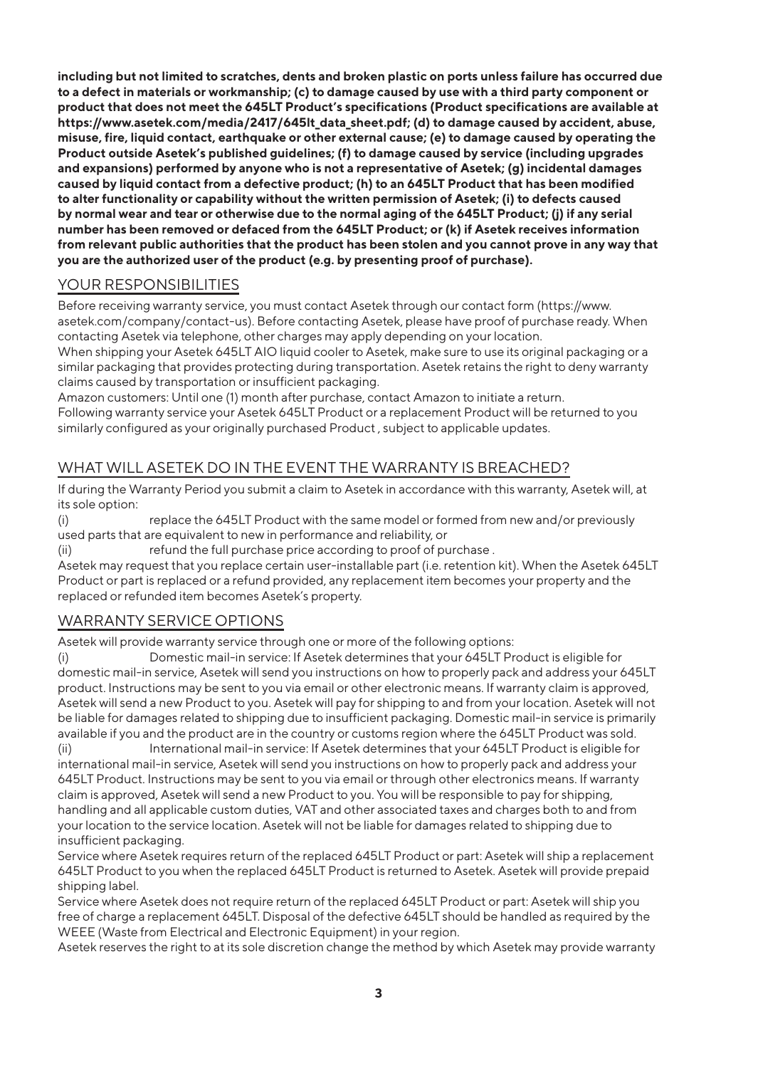**including but not limited to scratches, dents and broken plastic on ports unless failure has occurred due to a defect in materials or workmanship; (c) to damage caused by use with a third party component or product that does not meet the 645LT Product's specifications (Product specifications are available at https://www.asetek.com/media/2417/645lt_data_sheet.pdf; (d) to damage caused by accident, abuse, misuse, fire, liquid contact, earthquake or other external cause; (e) to damage caused by operating the Product outside Asetek's published guidelines; (f) to damage caused by service (including upgrades and expansions) performed by anyone who is not a representative of Asetek; (g) incidental damages caused by liquid contact from a defective product; (h) to an 645LT Product that has been modified to alter functionality or capability without the written permission of Asetek; (i) to defects caused by normal wear and tear or otherwise due to the normal aging of the 645LT Product; (j) if any serial number has been removed or defaced from the 645LT Product; or (k) if Asetek receives information from relevant public authorities that the product has been stolen and you cannot prove in any way that you are the authorized user of the product (e.g. by presenting proof of purchase).**

## YOUR RESPONSIBILITIES

Before receiving warranty service, you must contact Asetek through our contact form (https://www.asetek.com/company/contact-us). Before contacting Asetek, please have proof of purchase ready. When contacting Asetek via telephone, other charges may apply depending on your location.
When shipping your Asetek 645LT AIO liquid cooler to Asetek, make sure to use its original packaging or a similar packaging that provides protecting during transportation. Asetek retains the right to deny warranty claims caused by transportation or insufficient packaging.
Amazon customers: Until one (1) month after purchase, contact Amazon to initiate a return.
Following warranty service your Asetek 645LT Product or a replacement Product will be returned to you similarly configured as your originally purchased Product , subject to applicable updates.

## WHAT WILL ASETEK DO IN THE EVENT THE WARRANTY IS BREACHED?

If during the Warranty Period you submit a claim to Asetek in accordance with this warranty, Asetek will, at its sole option:

(i) replace the 645LT Product with the same model or formed from new and/or previously used parts that are equivalent to new in performance and reliability, or

(ii) refund the full purchase price according to proof of purchase .

Asetek may request that you replace certain user-installable part (i.e. retention kit). When the Asetek 645LT Product or part is replaced or a refund provided, any replacement item becomes your property and the replaced or refunded item becomes Asetek's property.

## WARRANTY SERVICE OPTIONS

Asetek will provide warranty service through one or more of the following options:

(i) Domestic mail-in service: If Asetek determines that your 645LT Product is eligible for domestic mail-in service, Asetek will send you instructions on how to properly pack and address your 645LT product. Instructions may be sent to you via email or other electronic means. If warranty claim is approved, Asetek will send a new Product to you. Asetek will pay for shipping to and from your location. Asetek will not be liable for damages related to shipping due to insufficient packaging. Domestic mail-in service is primarily available if you and the product are in the country or customs region where the 645LT Product was sold.

(ii) International mail-in service: If Asetek determines that your 645LT Product is eligible for international mail-in service, Asetek will send you instructions on how to properly pack and address your 645LT Product. Instructions may be sent to you via email or through other electronics means. If warranty claim is approved, Asetek will send a new Product to you. You will be responsible to pay for shipping, handling and all applicable custom duties, VAT and other associated taxes and charges both to and from your location to the service location. Asetek will not be liable for damages related to shipping due to insufficient packaging.

Service where Asetek requires return of the replaced 645LT Product or part: Asetek will ship a replacement 645LT Product to you when the replaced 645LT Product is returned to Asetek. Asetek will provide prepaid shipping label.

Service where Asetek does not require return of the replaced 645LT Product or part: Asetek will ship you free of charge a replacement 645LT. Disposal of the defective 645LT should be handled as required by the WEEE (Waste from Electrical and Electronic Equipment) in your region.

Asetek reserves the right to at its sole discretion change the method by which Asetek may provide warranty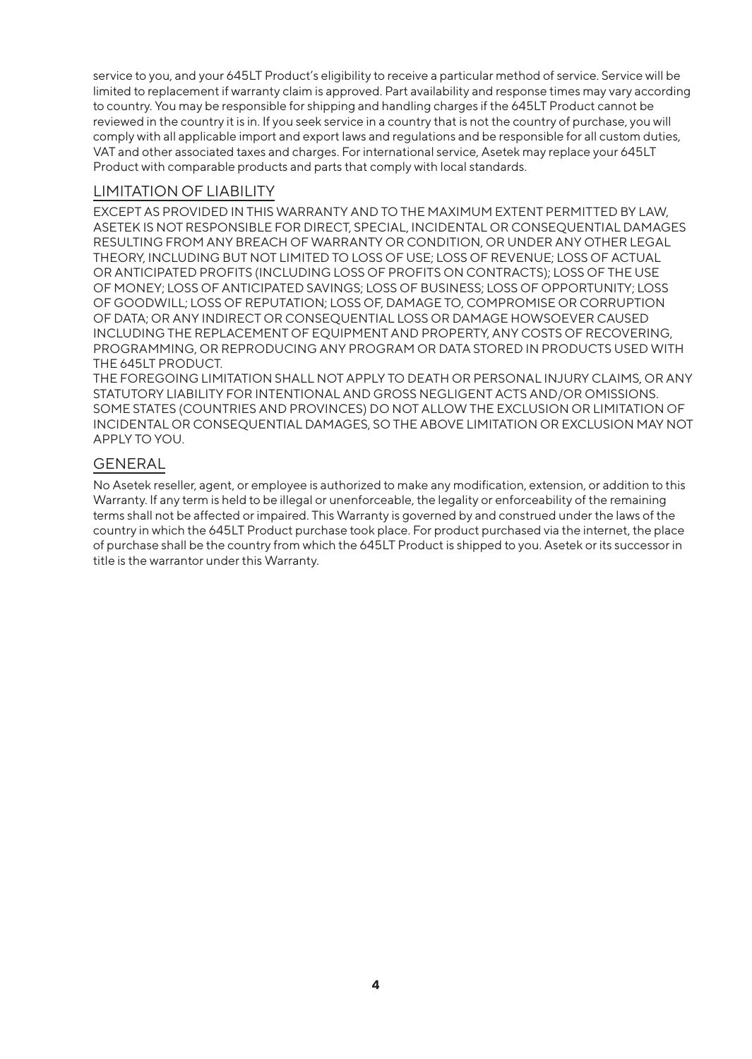service to you, and your 645LT Product's eligibility to receive a particular method of service. Service will be limited to replacement if warranty claim is approved. Part availability and response times may vary according to country. You may be responsible for shipping and handling charges if the 645LT Product cannot be reviewed in the country it is in. If you seek service in a country that is not the country of purchase, you will comply with all applicable import and export laws and regulations and be responsible for all custom duties, VAT and other associated taxes and charges. For international service, Asetek may replace your 645LT Product with comparable products and parts that comply with local standards.

## LIMITATION OF LIABILITY

EXCEPT AS PROVIDED IN THIS WARRANTY AND TO THE MAXIMUM EXTENT PERMITTED BY LAW, ASETEK IS NOT RESPONSIBLE FOR DIRECT, SPECIAL, INCIDENTAL OR CONSEQUENTIAL DAMAGES RESULTING FROM ANY BREACH OF WARRANTY OR CONDITION, OR UNDER ANY OTHER LEGAL THEORY, INCLUDING BUT NOT LIMITED TO LOSS OF USE; LOSS OF REVENUE; LOSS OF ACTUAL OR ANTICIPATED PROFITS (INCLUDING LOSS OF PROFITS ON CONTRACTS); LOSS OF THE USE OF MONEY; LOSS OF ANTICIPATED SAVINGS; LOSS OF BUSINESS; LOSS OF OPPORTUNITY; LOSS OF GOODWILL; LOSS OF REPUTATION; LOSS OF, DAMAGE TO, COMPROMISE OR CORRUPTION OF DATA; OR ANY INDIRECT OR CONSEQUENTIAL LOSS OR DAMAGE HOWSOEVER CAUSED INCLUDING THE REPLACEMENT OF EQUIPMENT AND PROPERTY, ANY COSTS OF RECOVERING, PROGRAMMING, OR REPRODUCING ANY PROGRAM OR DATA STORED IN PRODUCTS USED WITH THE 645LT PRODUCT.

THE FOREGOING LIMITATION SHALL NOT APPLY TO DEATH OR PERSONAL INJURY CLAIMS, OR ANY STATUTORY LIABILITY FOR INTENTIONAL AND GROSS NEGLIGENT ACTS AND/OR OMISSIONS. SOME STATES (COUNTRIES AND PROVINCES) DO NOT ALLOW THE EXCLUSION OR LIMITATION OF INCIDENTAL OR CONSEQUENTIAL DAMAGES, SO THE ABOVE LIMITATION OR EXCLUSION MAY NOT APPLY TO YOU.

## GENERAL

No Asetek reseller, agent, or employee is authorized to make any modification, extension, or addition to this Warranty. If any term is held to be illegal or unenforceable, the legality or enforceability of the remaining terms shall not be affected or impaired. This Warranty is governed by and construed under the laws of the country in which the 645LT Product purchase took place. For product purchased via the internet, the place of purchase shall be the country from which the 645LT Product is shipped to you. Asetek or its successor in title is the warrantor under this Warranty.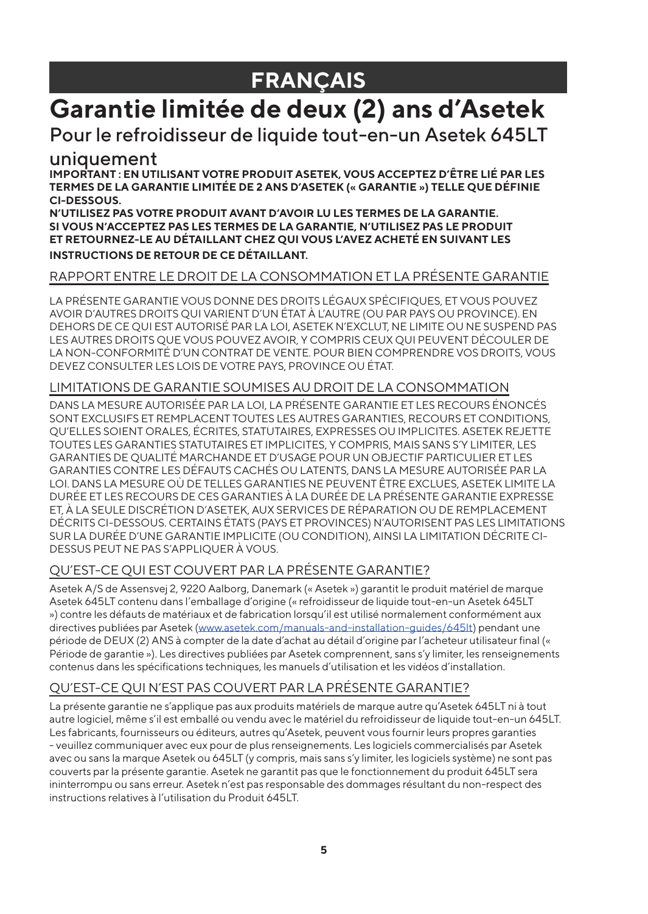# FRANÇAIS

# Garantie limitée de deux (2) ans d'Asetek

## Pour le refroidisseur de liquide tout-en-un Asetek 645LT uniquement

**IMPORTANT : EN UTILISANT VOTRE PRODUIT ASETEK, VOUS ACCEPTEZ D'ÊTRE LIÉ PAR LES TERMES DE LA GARANTIE LIMITÉE DE 2 ANS D'ASETEK (« GARANTIE ») TELLE QUE DÉFINIE CI-DESSOUS.**

**N'UTILISEZ PAS VOTRE PRODUIT AVANT D'AVOIR LU LES TERMES DE LA GARANTIE. SI VOUS N'ACCEPTEZ PAS LES TERMES DE LA GARANTIE, N'UTILISEZ PAS LE PRODUIT ET RETOURNEZ-LE AU DÉTAILLANT CHEZ QUI VOUS L'AVEZ ACHETÉ EN SUIVANT LES INSTRUCTIONS DE RETOUR DE CE DÉTAILLANT.**

### RAPPORT ENTRE LE DROIT DE LA CONSOMMATION ET LA PRÉSENTE GARANTIE

LA PRÉSENTE GARANTIE VOUS DONNE DES DROITS LÉGAUX SPÉCIFIQUES, ET VOUS POUVEZ AVOIR D'AUTRES DROITS QUI VARIENT D'UN ÉTAT À L'AUTRE (OU PAR PAYS OU PROVINCE). EN DEHORS DE CE QUI EST AUTORISÉ PAR LA LOI, ASETEK N'EXCLUT, NE LIMITE OU NE SUSPEND PAS LES AUTRES DROITS QUE VOUS POUVEZ AVOIR, Y COMPRIS CEUX QUI PEUVENT DÉCOULER DE LA NON-CONFORMITÉ D'UN CONTRAT DE VENTE. POUR BIEN COMPRENDRE VOS DROITS, VOUS DEVEZ CONSULTER LES LOIS DE VOTRE PAYS, PROVINCE OU ÉTAT.

### LIMITATIONS DE GARANTIE SOUMISES AU DROIT DE LA CONSOMMATION

DANS LA MESURE AUTORISÉE PAR LA LOI, LA PRÉSENTE GARANTIE ET LES RECOURS ÉNONCÉS SONT EXCLUSIFS ET REMPLACENT TOUTES LES AUTRES GARANTIES, RECOURS ET CONDITIONS, QU'ELLES SOIENT ORALES, ÉCRITES, STATUTAIRES, EXPRESSES OU IMPLICITES. ASETEK REJETTE TOUTES LES GARANTIES STATUTAIRES ET IMPLICITES, Y COMPRIS, MAIS SANS S'Y LIMITER, LES GARANTIES DE QUALITÉ MARCHANDE ET D'USAGE POUR UN OBJECTIF PARTICULIER ET LES GARANTIES CONTRE LES DÉFAUTS CACHÉS OU LATENTS, DANS LA MESURE AUTORISÉE PAR LA LOI. DANS LA MESURE OÙ DE TELLES GARANTIES NE PEUVENT ÊTRE EXCLUES, ASETEK LIMITE LA DURÉE ET LES RECOURS DE CES GARANTIES À LA DURÉE DE LA PRÉSENTE GARANTIE EXPRESSE ET, À LA SEULE DISCRÉTION D'ASETEK, AUX SERVICES DE RÉPARATION OU DE REMPLACEMENT DÉCRITS CI-DESSOUS. CERTAINS ÉTATS (PAYS ET PROVINCES) N'AUTORISENT PAS LES LIMITATIONS SUR LA DURÉE D'UNE GARANTIE IMPLICITE (OU CONDITION), AINSI LA LIMITATION DÉCRITE CI-DESSUS PEUT NE PAS S'APPLIQUER À VOUS.

### QU'EST-CE QUI EST COUVERT PAR LA PRÉSENTE GARANTIE?

Asetek A/S de Assensvej 2, 9220 Aalborg, Danemark (« Asetek ») garantit le produit matériel de marque Asetek 645LT contenu dans l'emballage d'origine (« refroidisseur de liquide tout-en-un Asetek 645LT ») contre les défauts de matériaux et de fabrication lorsqu'il est utilisé normalement conformément aux directives publiées par Asetek (www.asetek.com/manuals-and-installation-guides/645lt) pendant une période de DEUX (2) ANS à compter de la date d'achat au détail d'origine par l'acheteur utilisateur final (« Période de garantie »). Les directives publiées par Asetek comprennent, sans s'y limiter, les renseignements contenus dans les spécifications techniques, les manuels d'utilisation et les vidéos d'installation.

### QU'EST-CE QUI N'EST PAS COUVERT PAR LA PRÉSENTE GARANTIE?

La présente garantie ne s'applique pas aux produits matériels de marque autre qu'Asetek 645LT ni à tout autre logiciel, même s'il est emballé ou vendu avec le matériel du refroidisseur de liquide tout-en-un 645LT. Les fabricants, fournisseurs ou éditeurs, autres qu'Asetek, peuvent vous fournir leurs propres garanties – veuillez communiquer avec eux pour de plus renseignements. Les logiciels commercialisés par Asetek avec ou sans la marque Asetek ou 645LT (y compris, mais sans s'y limiter, les logiciels système) ne sont pas couverts par la présente garantie. Asetek ne garantit pas que le fonctionnement du produit 645LT sera ininterrompu ou sans erreur. Asetek n'est pas responsable des dommages résultant du non-respect des instructions relatives à l'utilisation du Produit 645LT.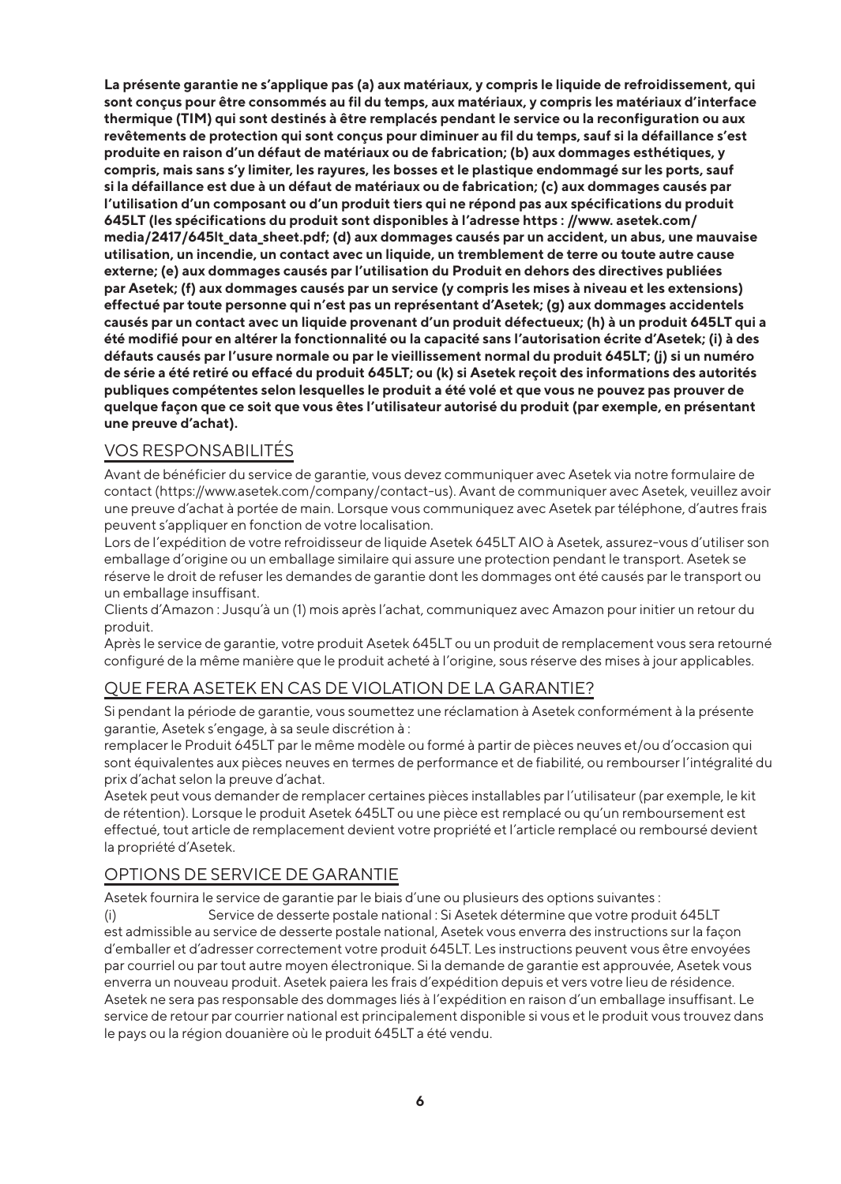**La présente garantie ne s'applique pas (a) aux matériaux, y compris le liquide de refroidissement, qui sont conçus pour être consommés au fil du temps, aux matériaux, y compris les matériaux d'interface thermique (TIM) qui sont destinés à être remplacés pendant le service ou la reconfiguration ou aux revêtements de protection qui sont conçus pour diminuer au fil du temps, sauf si la défaillance s'est produite en raison d'un défaut de matériaux ou de fabrication; (b) aux dommages esthétiques, y compris, mais sans s'y limiter, les rayures, les bosses et le plastique endommagé sur les ports, sauf si la défaillance est due à un défaut de matériaux ou de fabrication; (c) aux dommages causés par l'utilisation d'un composant ou d'un produit tiers qui ne répond pas aux spécifications du produit 645LT (les spécifications du produit sont disponibles à l'adresse https : //www. asetek.com/media/2417/645lt_data_sheet.pdf; (d) aux dommages causés par un accident, un abus, une mauvaise utilisation, un incendie, un contact avec un liquide, un tremblement de terre ou toute autre cause externe; (e) aux dommages causés par l'utilisation du Produit en dehors des directives publiées par Asetek; (f) aux dommages causés par un service (y compris les mises à niveau et les extensions) effectué par toute personne qui n'est pas un représentant d'Asetek; (g) aux dommages accidentels causés par un contact avec un liquide provenant d'un produit défectueux; (h) à un produit 645LT qui a été modifié pour en altérer la fonctionnalité ou la capacité sans l'autorisation écrite d'Asetek; (i) à des défauts causés par l'usure normale ou par le vieillissement normal du produit 645LT; (j) si un numéro de série a été retiré ou effacé du produit 645LT; ou (k) si Asetek reçoit des informations des autorités publiques compétentes selon lesquelles le produit a été volé et que vous ne pouvez pas prouver de quelque façon que ce soit que vous êtes l'utilisateur autorisé du produit (par exemple, en présentant une preuve d'achat).**

## VOS RESPONSABILITÉS

Avant de bénéficier du service de garantie, vous devez communiquer avec Asetek via notre formulaire de contact (https://www.asetek.com/company/contact-us). Avant de communiquer avec Asetek, veuillez avoir une preuve d'achat à portée de main. Lorsque vous communiquez avec Asetek par téléphone, d'autres frais peuvent s'appliquer en fonction de votre localisation.

Lors de l'expédition de votre refroidisseur de liquide Asetek 645LT AIO à Asetek, assurez-vous d'utiliser son emballage d'origine ou un emballage similaire qui assure une protection pendant le transport. Asetek se réserve le droit de refuser les demandes de garantie dont les dommages ont été causés par le transport ou un emballage insuffisant.

Clients d'Amazon : Jusqu'à un (1) mois après l'achat, communiquez avec Amazon pour initier un retour du produit.

Après le service de garantie, votre produit Asetek 645LT ou un produit de remplacement vous sera retourné configuré de la même manière que le produit acheté à l'origine, sous réserve des mises à jour applicables.

## QUE FERA ASETEK EN CAS DE VIOLATION DE LA GARANTIE?

Si pendant la période de garantie, vous soumettez une réclamation à Asetek conformément à la présente garantie, Asetek s'engage, à sa seule discrétion à :

remplacer le Produit 645LT par le même modèle ou formé à partir de pièces neuves et/ou d'occasion qui sont équivalentes aux pièces neuves en termes de performance et de fiabilité, ou rembourser l'intégralité du prix d'achat selon la preuve d'achat.

Asetek peut vous demander de remplacer certaines pièces installables par l'utilisateur (par exemple, le kit de rétention). Lorsque le produit Asetek 645LT ou une pièce est remplacé ou qu'un remboursement est effectué, tout article de remplacement devient votre propriété et l'article remplacé ou remboursé devient la propriété d'Asetek.

## OPTIONS DE SERVICE DE GARANTIE

Asetek fournira le service de garantie par le biais d'une ou plusieurs des options suivantes :

(i) Service de desserte postale national : Si Asetek détermine que votre produit 645LT est admissible au service de desserte postale national, Asetek vous enverra des instructions sur la façon d'emballer et d'adresser correctement votre produit 645LT. Les instructions peuvent vous être envoyées par courriel ou par tout autre moyen électronique. Si la demande de garantie est approuvée, Asetek vous enverra un nouveau produit. Asetek paiera les frais d'expédition depuis et vers votre lieu de résidence. Asetek ne sera pas responsable des dommages liés à l'expédition en raison d'un emballage insuffisant. Le service de retour par courrier national est principalement disponible si vous et le produit vous trouvez dans le pays ou la région douanière où le produit 645LT a été vendu.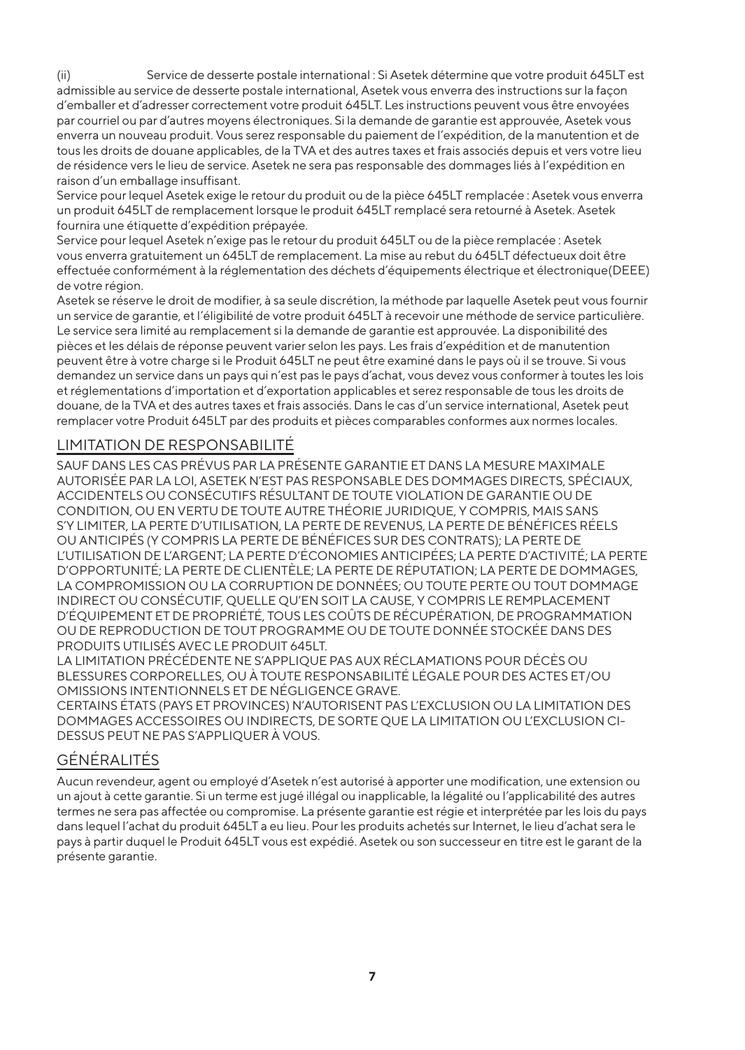(ii) Service de desserte postale international : Si Asetek détermine que votre produit 645LT est admissible au service de desserte postale international, Asetek vous enverra des instructions sur la façon d'emballer et d'adresser correctement votre produit 645LT. Les instructions peuvent vous être envoyées par courriel ou par d'autres moyens électroniques. Si la demande de garantie est approuvée, Asetek vous enverra un nouveau produit. Vous serez responsable du paiement de l'expédition, de la manutention et de tous les droits de douane applicables, de la TVA et des autres taxes et frais associés depuis et vers votre lieu de résidence vers le lieu de service. Asetek ne sera pas responsable des dommages liés à l'expédition en raison d'un emballage insuffisant.

Service pour lequel Asetek exige le retour du produit ou de la pièce 645LT remplacée : Asetek vous enverra un produit 645LT de remplacement lorsque le produit 645LT remplacé sera retourné à Asetek. Asetek fournira une étiquette d'expédition prépayée.

Service pour lequel Asetek n'exige pas le retour du produit 645LT ou de la pièce remplacée : Asetek vous enverra gratuitement un 645LT de remplacement. La mise au rebut du 645LT défectueux doit être effectuée conformément à la réglementation des déchets d'équipements électrique et électronique(DEEE) de votre région.

Asetek se réserve le droit de modifier, à sa seule discrétion, la méthode par laquelle Asetek peut vous fournir un service de garantie, et l'éligibilité de votre produit 645LT à recevoir une méthode de service particulière. Le service sera limité au remplacement si la demande de garantie est approuvée. La disponibilité des pièces et les délais de réponse peuvent varier selon les pays. Les frais d'expédition et de manutention peuvent être à votre charge si le Produit 645LT ne peut être examiné dans le pays où il se trouve. Si vous demandez un service dans un pays qui n'est pas le pays d'achat, vous devez vous conformer à toutes les lois et réglementations d'importation et d'exportation applicables et serez responsable de tous les droits de douane, de la TVA et des autres taxes et frais associés. Dans le cas d'un service international, Asetek peut remplacer votre Produit 645LT par des produits et pièces comparables conformes aux normes locales.

## LIMITATION DE RESPONSABILITÉ

SAUF DANS LES CAS PRÉVUS PAR LA PRÉSENTE GARANTIE ET DANS LA MESURE MAXIMALE AUTORISÉE PAR LA LOI, ASETEK N'EST PAS RESPONSABLE DES DOMMAGES DIRECTS, SPÉCIAUX, ACCIDENTELS OU CONSÉCUTIFS RÉSULTANT DE TOUTE VIOLATION DE GARANTIE OU DE CONDITION, OU EN VERTU DE TOUTE AUTRE THÉORIE JURIDIQUE, Y COMPRIS, MAIS SANS S'Y LIMITER, LA PERTE D'UTILISATION, LA PERTE DE REVENUS, LA PERTE DE BÉNÉFICES RÉELS OU ANTICIPÉS (Y COMPRIS LA PERTE DE BÉNÉFICES SUR DES CONTRATS); LA PERTE DE L'UTILISATION DE L'ARGENT; LA PERTE D'ÉCONOMIES ANTICIPÉES; LA PERTE D'ACTIVITÉ; LA PERTE D'OPPORTUNITÉ; LA PERTE DE CLIENTÈLE; LA PERTE DE RÉPUTATION; LA PERTE DE DOMMAGES, LA COMPROMISSION OU LA CORRUPTION DE DONNÉES; OU TOUTE PERTE OU TOUT DOMMAGE INDIRECT OU CONSÉCUTIF, QUELLE QU'EN SOIT LA CAUSE, Y COMPRIS LE REMPLACEMENT D'ÉQUIPEMENT ET DE PROPRIÉTÉ, TOUS LES COÛTS DE RÉCUPÉRATION, DE PROGRAMMATION OU DE REPRODUCTION DE TOUT PROGRAMME OU DE TOUTE DONNÉE STOCKÉE DANS DES PRODUITS UTILISÉS AVEC LE PRODUIT 645LT.

LA LIMITATION PRÉCÉDENTE NE S'APPLIQUE PAS AUX RÉCLAMATIONS POUR DÉCÈS OU BLESSURES CORPORELLES, OU À TOUTE RESPONSABILITÉ LÉGALE POUR DES ACTES ET/OU OMISSIONS INTENTIONNELS ET DE NÉGLIGENCE GRAVE.

CERTAINS ÉTATS (PAYS ET PROVINCES) N'AUTORISENT PAS L'EXCLUSION OU LA LIMITATION DES DOMMAGES ACCESSOIRES OU INDIRECTS, DE SORTE QUE LA LIMITATION OU L'EXCLUSION CI-DESSUS PEUT NE PAS S'APPLIQUER À VOUS.

## GÉNÉRALITÉS

Aucun revendeur, agent ou employé d'Asetek n'est autorisé à apporter une modification, une extension ou un ajout à cette garantie. Si un terme est jugé illégal ou inapplicable, la légalité ou l'applicabilité des autres termes ne sera pas affectée ou compromise. La présente garantie est régie et interprétée par les lois du pays dans lequel l'achat du produit 645LT a eu lieu. Pour les produits achetés sur Internet, le lieu d'achat sera le pays à partir duquel le Produit 645LT vous est expédié. Asetek ou son successeur en titre est le garant de la présente garantie.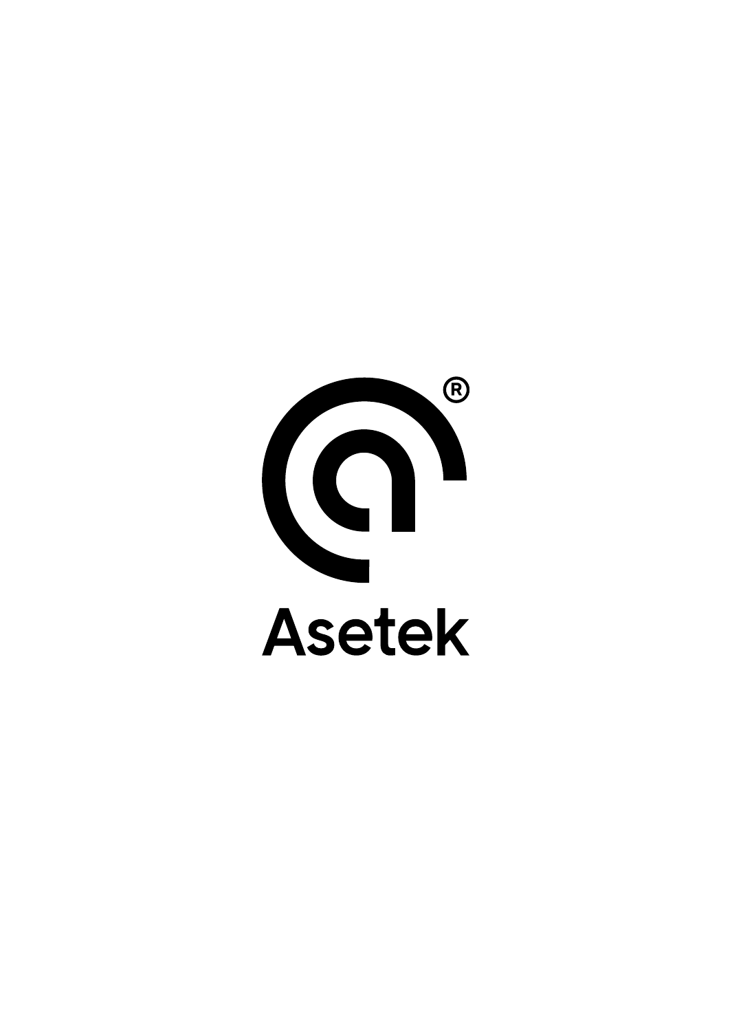Asetek